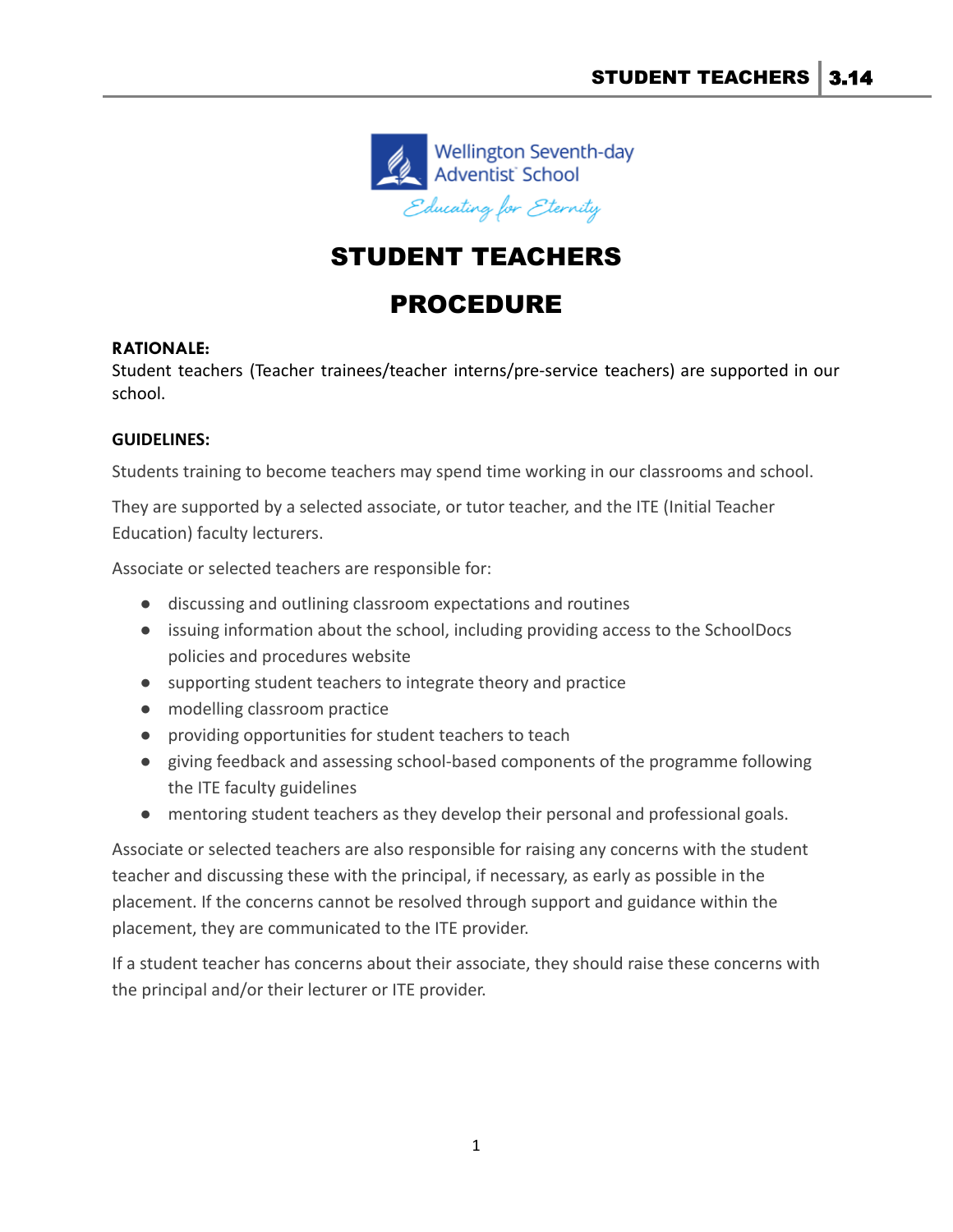# STUDENT TEACHERS

# PROCEDURE

**RATIONALE:**
Student teachers (Teacher trainees/teacher interns/pre-service teachers) are supported in our school.

**GUIDELINES:**

Students training to become teachers may spend time working in our classrooms and school.

They are supported by a selected associate, or tutor teacher, and the ITE (Initial Teacher Education) faculty lecturers.

Associate or selected teachers are responsible for:

- discussing and outlining classroom expectations and routines
- issuing information about the school, including providing access to the SchoolDocs policies and procedures website
- supporting student teachers to integrate theory and practice
- modelling classroom practice
- providing opportunities for student teachers to teach
- giving feedback and assessing school-based components of the programme following the ITE faculty guidelines
- mentoring student teachers as they develop their personal and professional goals.

Associate or selected teachers are also responsible for raising any concerns with the student teacher and discussing these with the principal, if necessary, as early as possible in the placement. If the concerns cannot be resolved through support and guidance within the placement, they are communicated to the ITE provider.

If a student teacher has concerns about their associate, they should raise these concerns with the principal and/or their lecturer or ITE provider.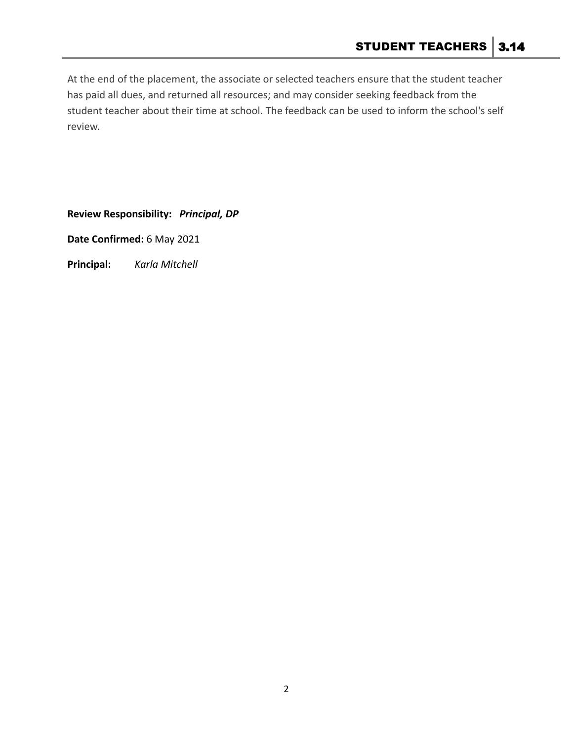At the end of the placement, the associate or selected teachers ensure that the student teacher has paid all dues, and returned all resources; and may consider seeking feedback from the student teacher about their time at school. The feedback can be used to inform the school's self review.

**Review Responsibility:** ***Principal, DP***

**Date Confirmed:** 6 May 2021

**Principal:** *Karla Mitchell*